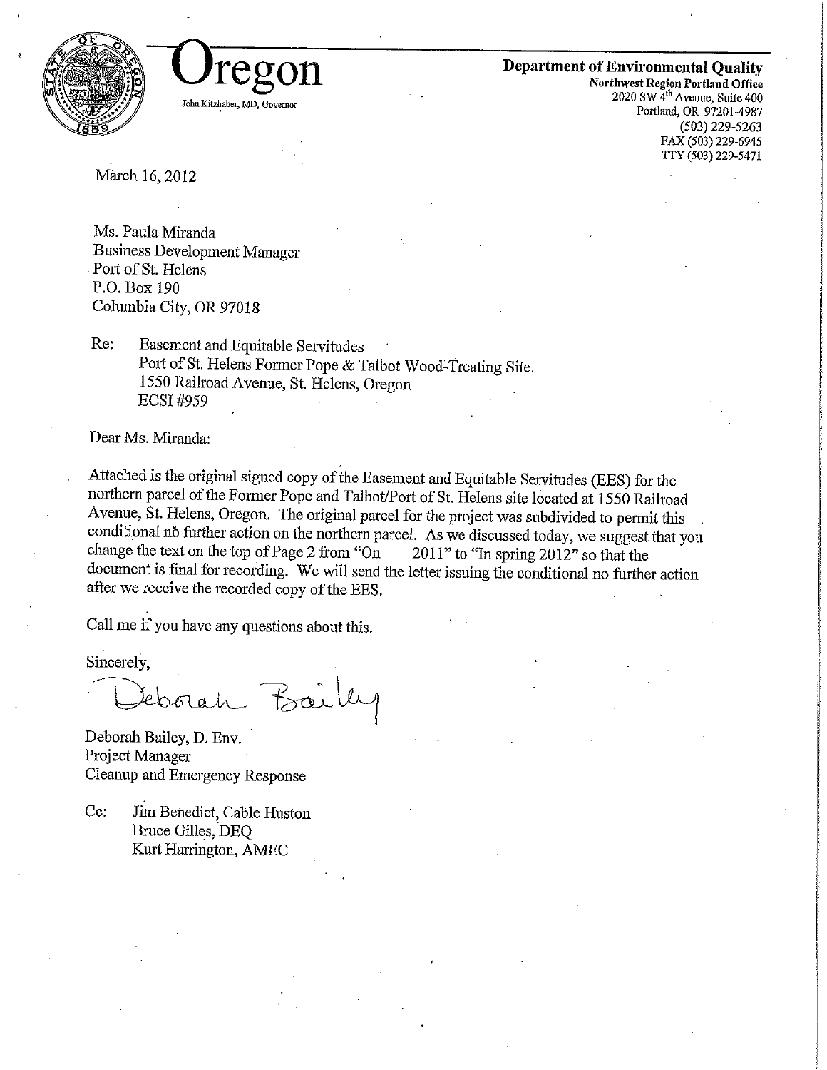# Oregon

John Kitzhaber, MD, Governor

**Department of Environmental Quality**
**Northwest Region Portland Office**
2020 SW 4th Avenue, Suite 400
Portland, OR 97201-4987
(503) 229-5263
FAX (503) 229-6945
TTY (503) 229-5471

March 16, 2012

Ms. Paula Miranda
Business Development Manager
Port of St. Helens
P.O. Box 190
Columbia City, OR 97018

Re: Easement and Equitable Servitudes
Port of St. Helens Former Pope & Talbot Wood-Treating Site.
1550 Railroad Avenue, St. Helens, Oregon
ECSI #959

Dear Ms. Miranda:

Attached is the original signed copy of the Easement and Equitable Servitudes (EES) for the northern parcel of the Former Pope and Talbot/Port of St. Helens site located at 1550 Railroad Avenue, St. Helens, Oregon. The original parcel for the project was subdivided to permit this conditional nö further action on the northern parcel. As we discussed today, we suggest that you change the text on the top of Page 2 from "On ___ 2011" to "In spring 2012" so that the document is final for recording. We will send the letter issuing the conditional no further action after we receive the recorded copy of the EES.

Call me if you have any questions about this.

Sincerely,

Deborah Bailey

Deborah Bailey, D. Env.
Project Manager
Cleanup and Emergency Response

Cc: Jim Benedict, Cable Huston
Bruce Gilles, DEQ
Kurt Harrington, AMEC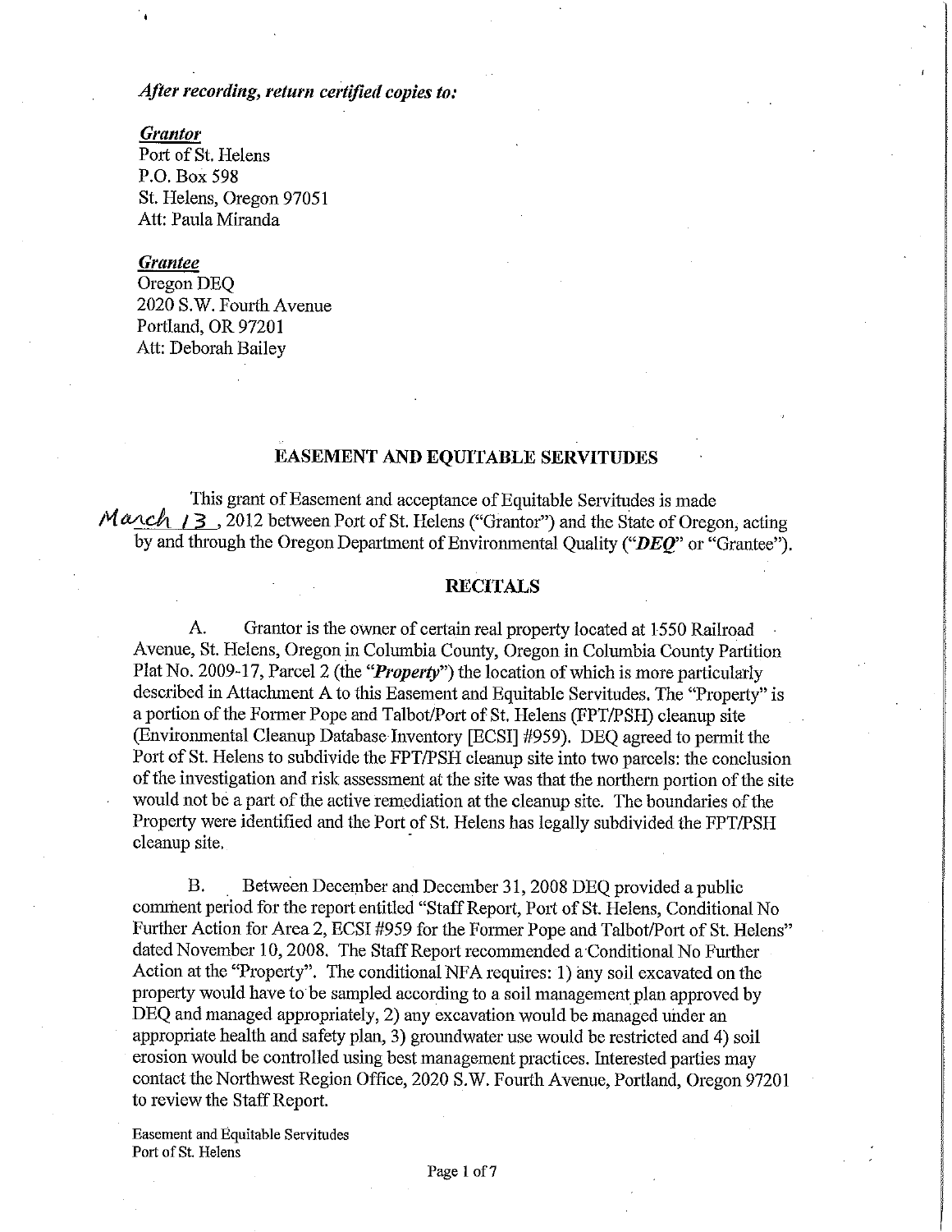*After recording, return certified copies to:*

***Grantor***
Port of St. Helens
P.O. Box 598
St. Helens, Oregon 97051
Att: Paula Miranda

***Grantee***
Oregon DEQ
2020 S.W. Fourth Avenue
Portland, OR 97201
Att: Deborah Bailey

## EASEMENT AND EQUITABLE SERVITUDES

This grant of Easement and acceptance of Equitable Servitudes is made March 13, 2012 between Port of St. Helens ("Grantor") and the State of Oregon, acting by and through the Oregon Department of Environmental Quality ("***DEQ***" or "Grantee").

## RECITALS

A. Grantor is the owner of certain real property located at 1550 Railroad Avenue, St. Helens, Oregon in Columbia County, Oregon in Columbia County Partition Plat No. 2009-17, Parcel 2 (the "***Property***") the location of which is more particularly described in Attachment A to this Easement and Equitable Servitudes. The "Property" is a portion of the Former Pope and Talbot/Port of St. Helens (FPT/PSH) cleanup site (Environmental Cleanup Database Inventory [ECSI] #959). DEQ agreed to permit the Port of St. Helens to subdivide the FPT/PSH cleanup site into two parcels: the conclusion of the investigation and risk assessment at the site was that the northern portion of the site would not be a part of the active remediation at the cleanup site. The boundaries of the Property were identified and the Port of St. Helens has legally subdivided the FPT/PSH cleanup site.

B. Between December and December 31, 2008 DEQ provided a public comment period for the report entitled "Staff Report, Port of St. Helens, Conditional No Further Action for Area 2, ECSI #959 for the Former Pope and Talbot/Port of St. Helens" dated November 10, 2008. The Staff Report recommended a Conditional No Further Action at the "Property". The conditional NFA requires: 1) any soil excavated on the property would have to be sampled according to a soil management plan approved by DEQ and managed appropriately, 2) any excavation would be managed under an appropriate health and safety plan, 3) groundwater use would be restricted and 4) soil erosion would be controlled using best management practices. Interested parties may contact the Northwest Region Office, 2020 S.W. Fourth Avenue, Portland, Oregon 97201 to review the Staff Report.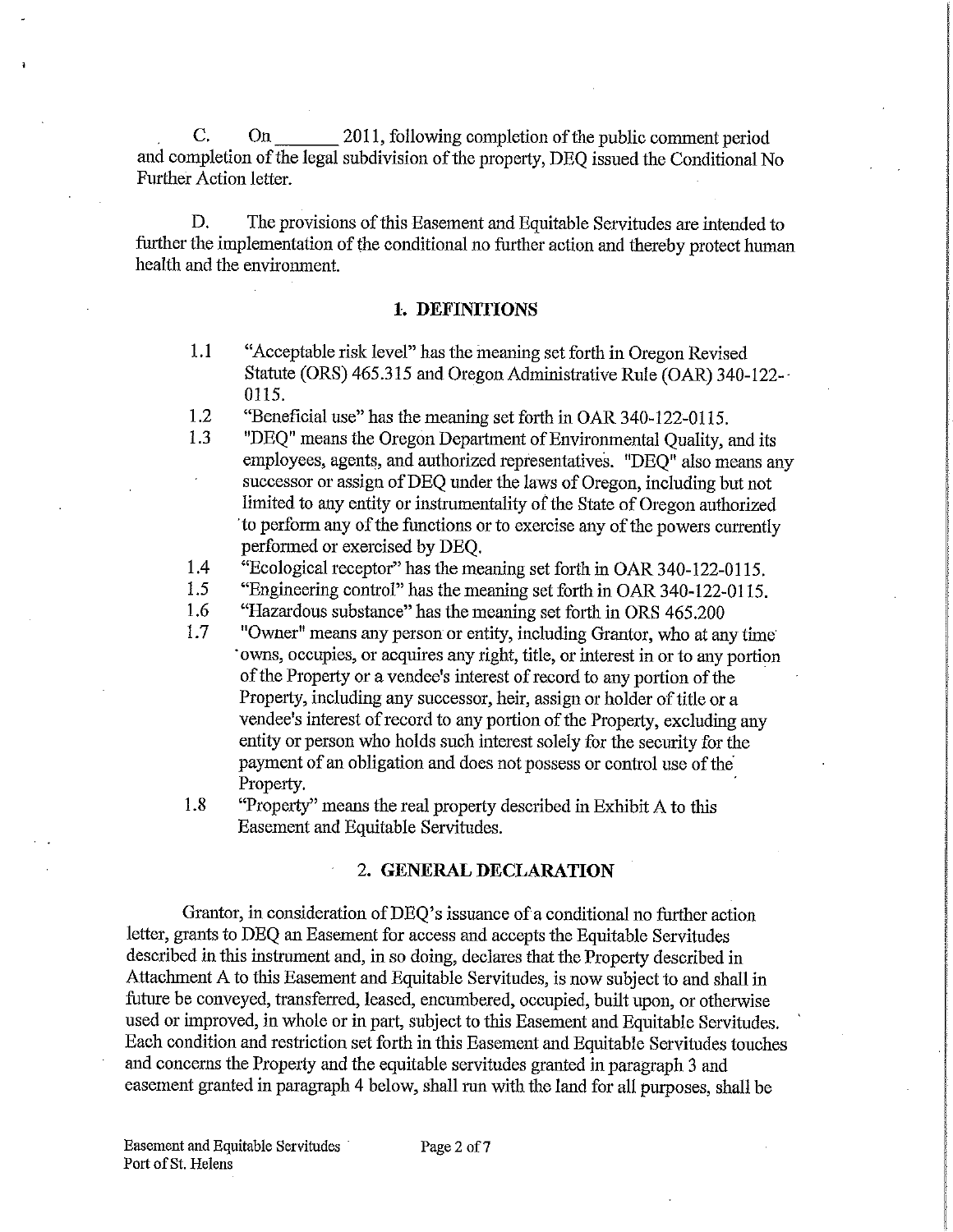C. On _______ 2011, following completion of the public comment period and completion of the legal subdivision of the property, DEQ issued the Conditional No Further Action letter.

D. The provisions of this Easement and Equitable Servitudes are intended to further the implementation of the conditional no further action and thereby protect human health and the environment.

## 1. DEFINITIONS

1.1 "Acceptable risk level" has the meaning set forth in Oregon Revised Statute (ORS) 465.315 and Oregon Administrative Rule (OAR) 340-122-0115.

1.2 "Beneficial use" has the meaning set forth in OAR 340-122-0115.

1.3 "DEQ" means the Oregon Department of Environmental Quality, and its employees, agents, and authorized representatives. "DEQ" also means any successor or assign of DEQ under the laws of Oregon, including but not limited to any entity or instrumentality of the State of Oregon authorized to perform any of the functions or to exercise any of the powers currently performed or exercised by DEQ.

1.4 "Ecological receptor" has the meaning set forth in OAR 340-122-0115.

1.5 "Engineering control" has the meaning set forth in OAR 340-122-0115.

1.6 "Hazardous substance" has the meaning set forth in ORS 465.200

1.7 "Owner" means any person or entity, including Grantor, who at any time owns, occupies, or acquires any right, title, or interest in or to any portion of the Property or a vendee's interest of record to any portion of the Property, including any successor, heir, assign or holder of title or a vendee's interest of record to any portion of the Property, excluding any entity or person who holds such interest solely for the security for the payment of an obligation and does not possess or control use of the Property.

1.8 "Property" means the real property described in Exhibit A to this Easement and Equitable Servitudes.

## 2. GENERAL DECLARATION

Grantor, in consideration of DEQ's issuance of a conditional no further action letter, grants to DEQ an Easement for access and accepts the Equitable Servitudes described in this instrument and, in so doing, declares that the Property described in Attachment A to this Easement and Equitable Servitudes, is now subject to and shall in future be conveyed, transferred, leased, encumbered, occupied, built upon, or otherwise used or improved, in whole or in part, subject to this Easement and Equitable Servitudes. Each condition and restriction set forth in this Easement and Equitable Servitudes touches and concerns the Property and the equitable servitudes granted in paragraph 3 and easement granted in paragraph 4 below, shall run with the land for all purposes, shall be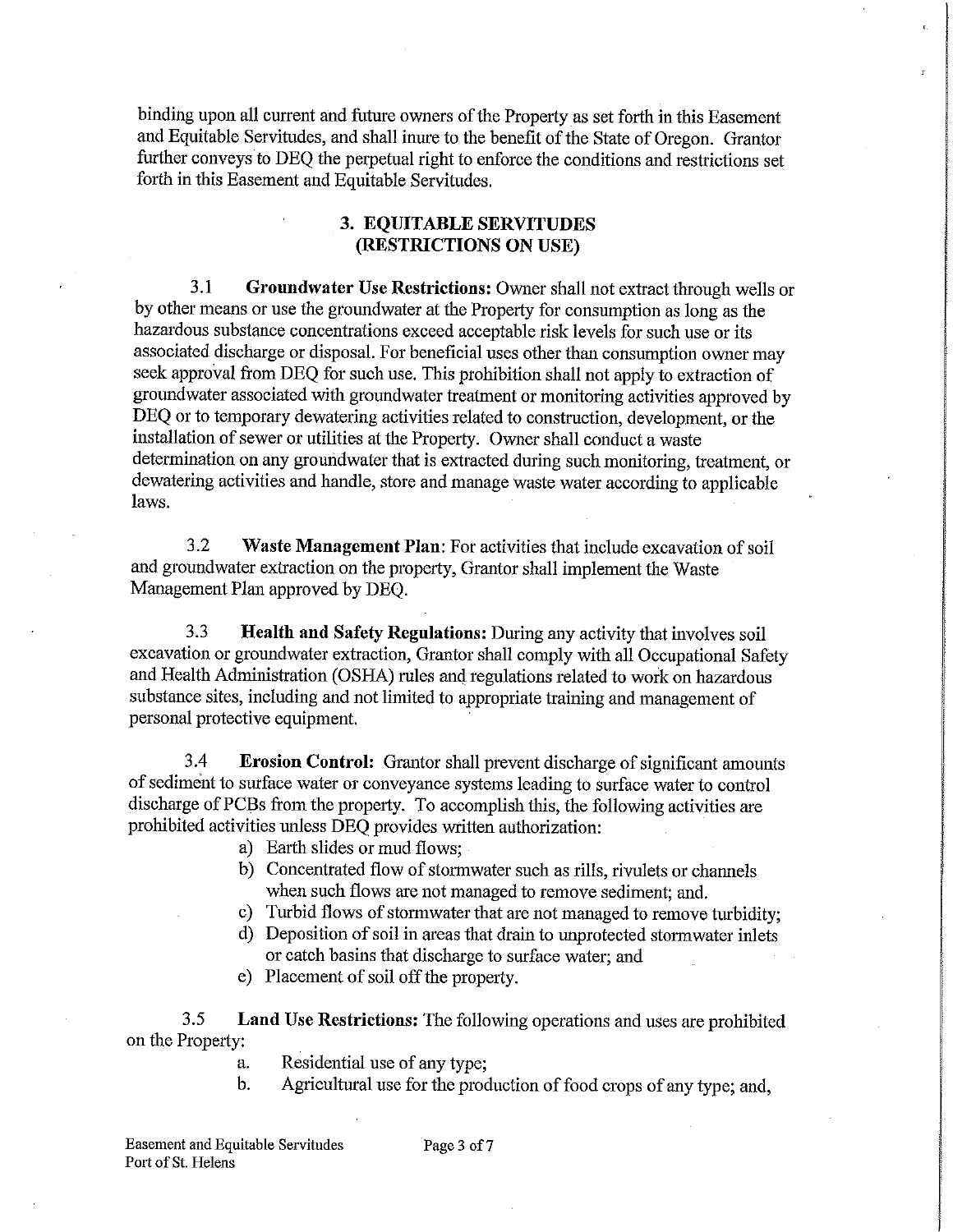binding upon all current and future owners of the Property as set forth in this Easement and Equitable Servitudes, and shall inure to the benefit of the State of Oregon. Grantor further conveys to DEQ the perpetual right to enforce the conditions and restrictions set forth in this Easement and Equitable Servitudes.

## 3. EQUITABLE SERVITUDES (RESTRICTIONS ON USE)

3.1 **Groundwater Use Restrictions:** Owner shall not extract through wells or by other means or use the groundwater at the Property for consumption as long as the hazardous substance concentrations exceed acceptable risk levels for such use or its associated discharge or disposal. For beneficial uses other than consumption owner may seek approval from DEQ for such use. This prohibition shall not apply to extraction of groundwater associated with groundwater treatment or monitoring activities approved by DEQ or to temporary dewatering activities related to construction, development, or the installation of sewer or utilities at the Property. Owner shall conduct a waste determination on any groundwater that is extracted during such monitoring, treatment, or dewatering activities and handle, store and manage waste water according to applicable laws.

3.2 **Waste Management Plan**: For activities that include excavation of soil and groundwater extraction on the property, Grantor shall implement the Waste Management Plan approved by DEQ.

3.3 **Health and Safety Regulations:** During any activity that involves soil excavation or groundwater extraction, Grantor shall comply with all Occupational Safety and Health Administration (OSHA) rules and regulations related to work on hazardous substance sites, including and not limited to appropriate training and management of personal protective equipment.

3.4 **Erosion Control:** Grantor shall prevent discharge of significant amounts of sediment to surface water or conveyance systems leading to surface water to control discharge of PCBs from the property. To accomplish this, the following activities are prohibited activities unless DEQ provides written authorization:

a) Earth slides or mud flows;
b) Concentrated flow of stormwater such as rills, rivulets or channels when such flows are not managed to remove sediment; and.
c) Turbid flows of stormwater that are not managed to remove turbidity;
d) Deposition of soil in areas that drain to unprotected stormwater inlets or catch basins that discharge to surface water; and
e) Placement of soil off the property.

3.5 **Land Use Restrictions:** The following operations and uses are prohibited on the Property:

a. Residential use of any type;
b. Agricultural use for the production of food crops of any type; and,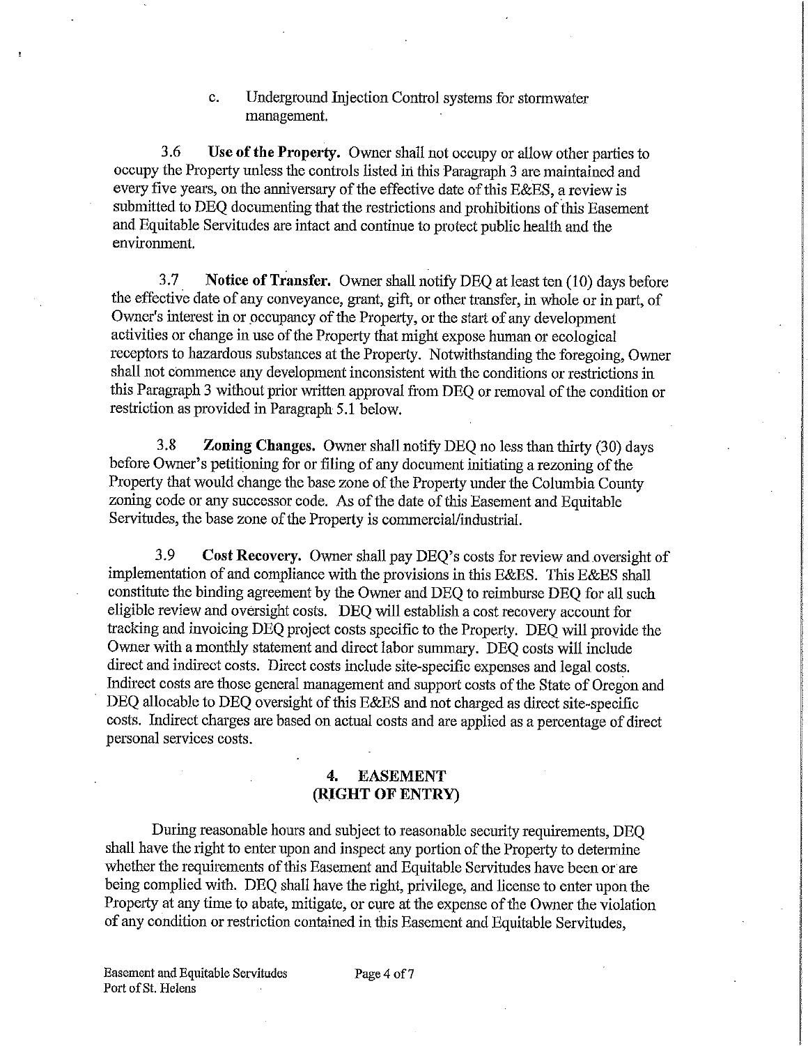c. Underground Injection Control systems for stormwater management.

3.6 **Use of the Property.** Owner shall not occupy or allow other parties to occupy the Property unless the controls listed in this Paragraph 3 are maintained and every five years, on the anniversary of the effective date of this E&ES, a review is submitted to DEQ documenting that the restrictions and prohibitions of this Easement and Equitable Servitudes are intact and continue to protect public health and the environment.

3.7 **Notice of Transfer.** Owner shall notify DEQ at least ten (10) days before the effective date of any conveyance, grant, gift, or other transfer, in whole or in part, of Owner's interest in or occupancy of the Property, or the start of any development activities or change in use of the Property that might expose human or ecological receptors to hazardous substances at the Property. Notwithstanding the foregoing, Owner shall not commence any development inconsistent with the conditions or restrictions in this Paragraph 3 without prior written approval from DEQ or removal of the condition or restriction as provided in Paragraph 5.1 below.

3.8 **Zoning Changes.** Owner shall notify DEQ no less than thirty (30) days before Owner's petitioning for or filing of any document initiating a rezoning of the Property that would change the base zone of the Property under the Columbia County zoning code or any successor code. As of the date of this Easement and Equitable Servitudes, the base zone of the Property is commercial/industrial.

3.9 **Cost Recovery.** Owner shall pay DEQ's costs for review and oversight of implementation of and compliance with the provisions in this E&ES. This E&ES shall constitute the binding agreement by the Owner and DEQ to reimburse DEQ for all such eligible review and oversight costs. DEQ will establish a cost recovery account for tracking and invoicing DEQ project costs specific to the Property. DEQ will provide the Owner with a monthly statement and direct labor summary. DEQ costs will include direct and indirect costs. Direct costs include site-specific expenses and legal costs. Indirect costs are those general management and support costs of the State of Oregon and DEQ allocable to DEQ oversight of this E&ES and not charged as direct site-specific costs. Indirect charges are based on actual costs and are applied as a percentage of direct personal services costs.

## 4. EASEMENT (RIGHT OF ENTRY)

During reasonable hours and subject to reasonable security requirements, DEQ shall have the right to enter upon and inspect any portion of the Property to determine whether the requirements of this Easement and Equitable Servitudes have been or are being complied with. DEQ shall have the right, privilege, and license to enter upon the Property at any time to abate, mitigate, or cure at the expense of the Owner the violation of any condition or restriction contained in this Easement and Equitable Servitudes,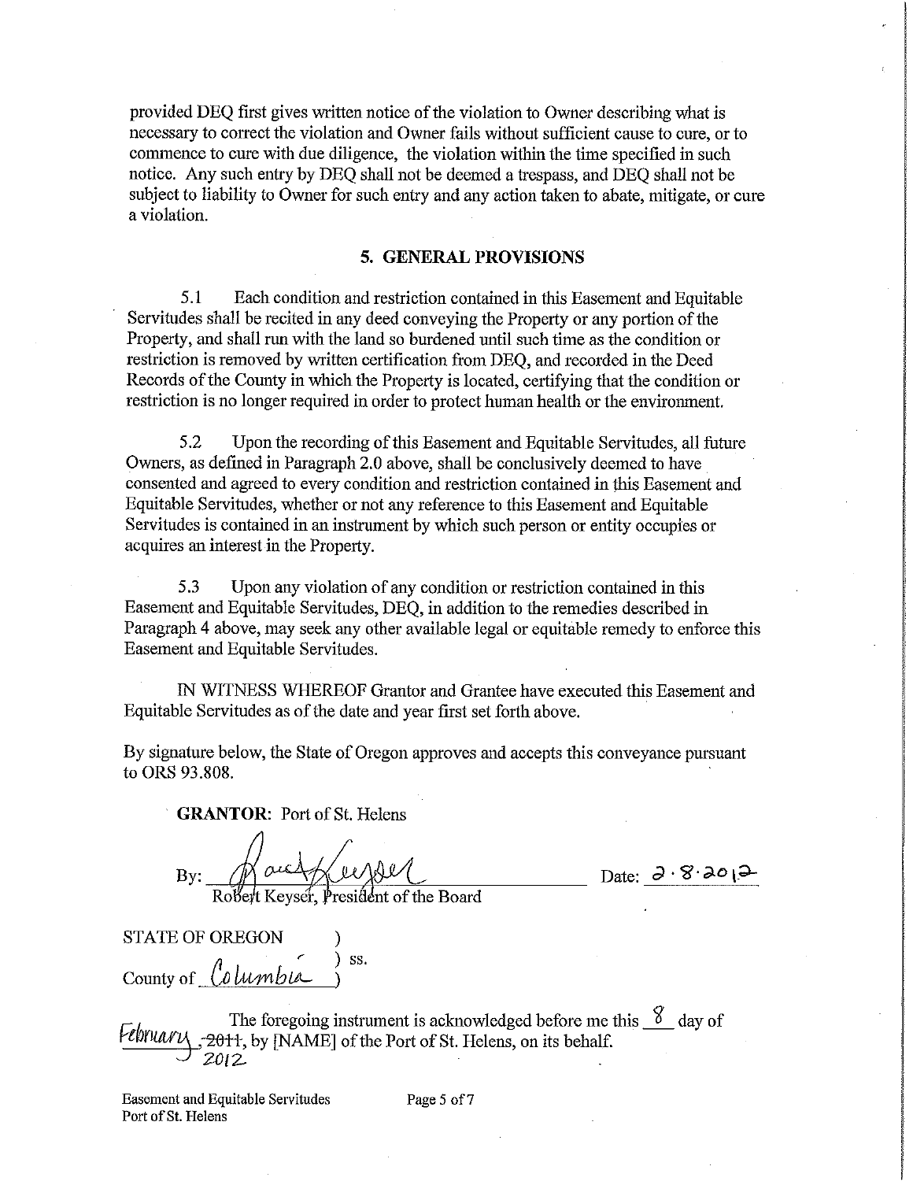provided DEQ first gives written notice of the violation to Owner describing what is necessary to correct the violation and Owner fails without sufficient cause to cure, or to commence to cure with due diligence, the violation within the time specified in such notice. Any such entry by DEQ shall not be deemed a trespass, and DEQ shall not be subject to liability to Owner for such entry and any action taken to abate, mitigate, or cure a violation.

## 5. GENERAL PROVISIONS

5.1 Each condition and restriction contained in this Easement and Equitable Servitudes shall be recited in any deed conveying the Property or any portion of the Property, and shall run with the land so burdened until such time as the condition or restriction is removed by written certification from DEQ, and recorded in the Deed Records of the County in which the Property is located, certifying that the condition or restriction is no longer required in order to protect human health or the environment.

5.2 Upon the recording of this Easement and Equitable Servitudes, all future Owners, as defined in Paragraph 2.0 above, shall be conclusively deemed to have consented and agreed to every condition and restriction contained in this Easement and Equitable Servitudes, whether or not any reference to this Easement and Equitable Servitudes is contained in an instrument by which such person or entity occupies or acquires an interest in the Property.

5.3 Upon any violation of any condition or restriction contained in this Easement and Equitable Servitudes, DEQ, in addition to the remedies described in Paragraph 4 above, may seek any other available legal or equitable remedy to enforce this Easement and Equitable Servitudes.

IN WITNESS WHEREOF Grantor and Grantee have executed this Easement and Equitable Servitudes as of the date and year first set forth above.

By signature below, the State of Oregon approves and accepts this conveyance pursuant to ORS 93.808.

**GRANTOR:** Port of St. Helens

By: _[signature]_ Date: 2·8·2012
Robert Keyser, President of the Board

STATE OF OREGON )
) ss.
County of Columbia )

The foregoing instrument is acknowledged before me this 8 day of February, ~~2011~~ 2012, by [NAME] of the Port of St. Helens, on its behalf.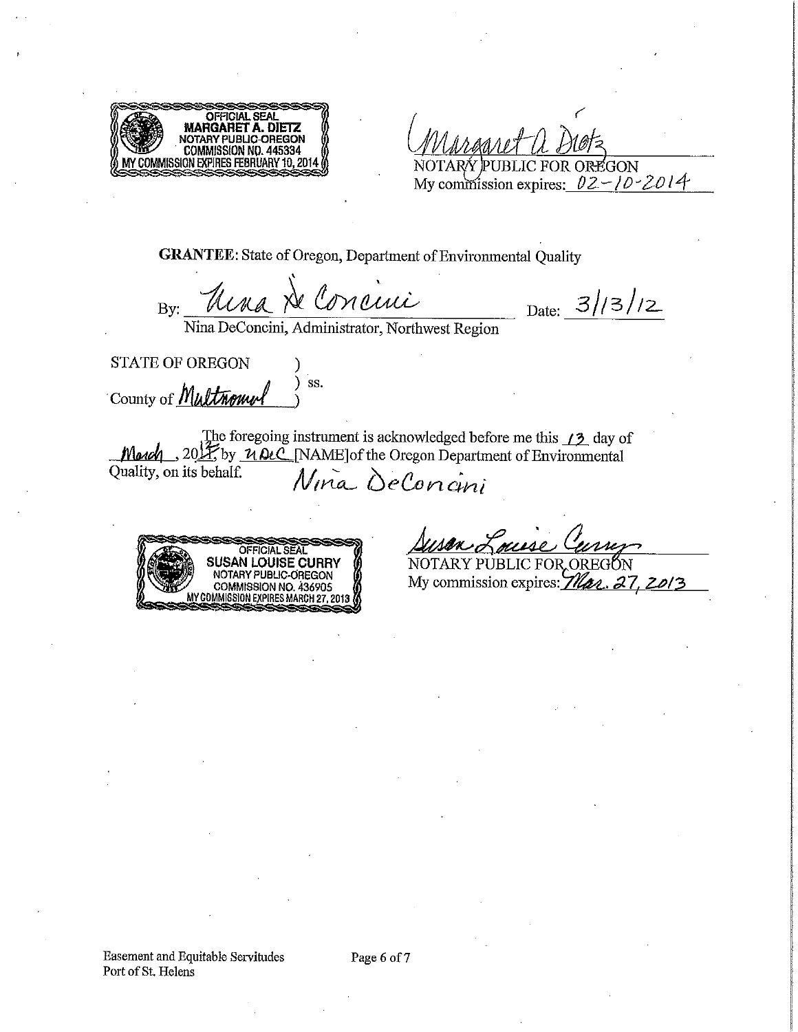OFFICIAL SEAL
MARGARET A. DIETZ
NOTARY PUBLIC-OREGON
COMMISSION NO. 445334
MY COMMISSION EXPIRES FEBRUARY 10, 2014

Margaret A. Dietz
NOTARY PUBLIC FOR OREGON
My commission expires: 02-10-2014

**GRANTEE**: State of Oregon, Department of Environmental Quality

By: Nina DeConcini Date: 3/13/12
Nina DeConcini, Administrator, Northwest Region

STATE OF OREGON )
) ss.
County of Multnomah )

The foregoing instrument is acknowledged before me this 13 day of March, 2012, by nDeC [NAME]of the Oregon Department of Environmental Quality, on its behalf. Nina DeConcini

OFFICIAL SEAL
SUSAN LOUISE CURRY
NOTARY PUBLIC-OREGON
COMMISSION NO. 436905
MY COMMISSION EXPIRES MARCH 27, 2013

Susan Louise Curry
NOTARY PUBLIC FOR OREGON
My commission expires: Mar. 27, 2013

Easement and Equitable Servitudes
Port of St. Helens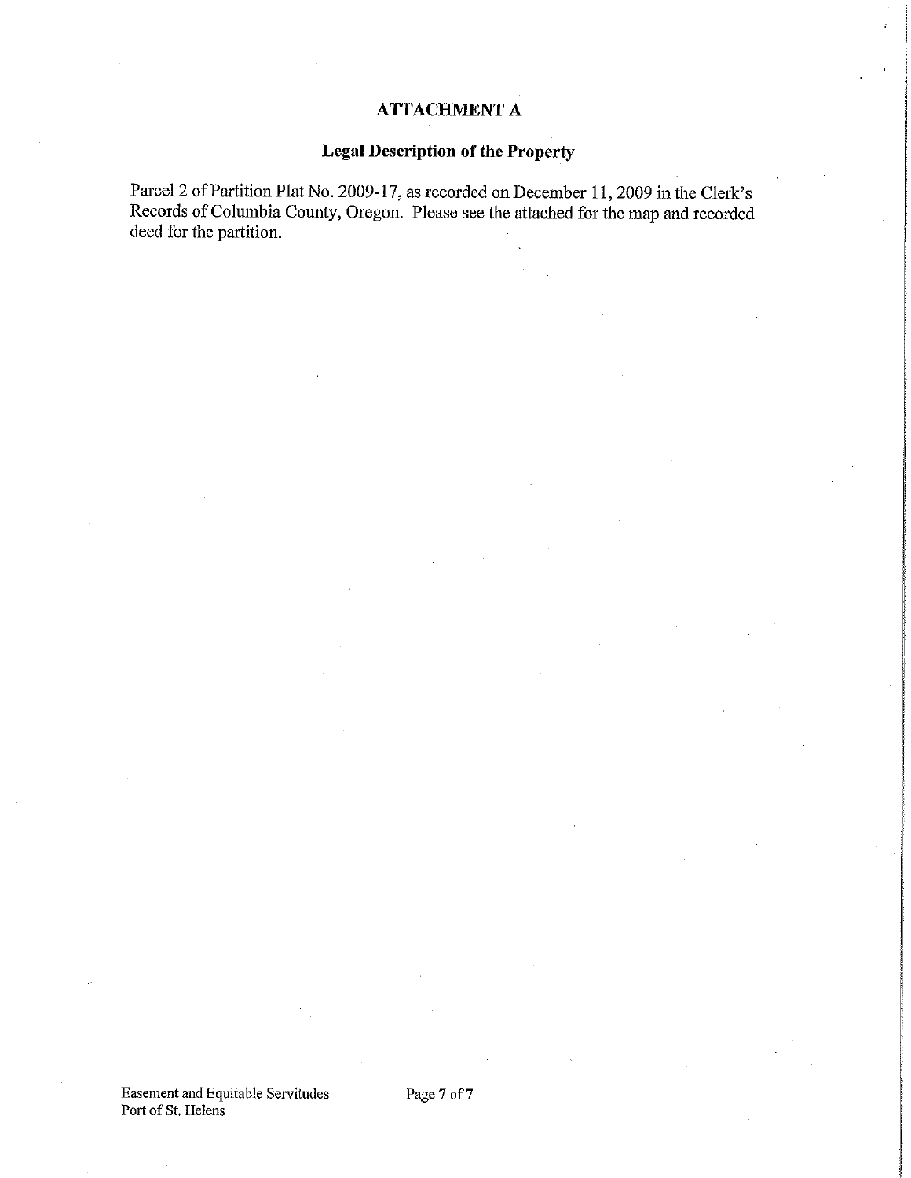# ATTACHMENT A

## Legal Description of the Property

Parcel 2 of Partition Plat No. 2009-17, as recorded on December 11, 2009 in the Clerk's Records of Columbia County, Oregon. Please see the attached for the map and recorded deed for the partition.